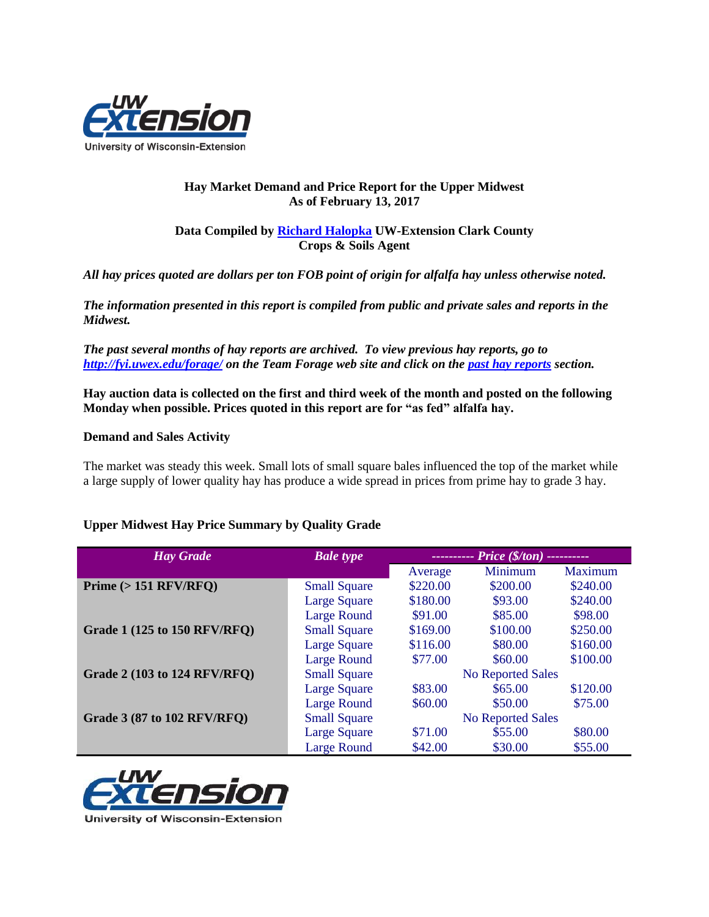**Hay Market Demand and Price Report for the Upper Midwest**
**As of February 13, 2017**

**Data Compiled by Richard Halopka UW-Extension Clark County**
**Crops & Soils Agent**

***All hay prices quoted are dollars per ton FOB point of origin for alfalfa hay unless otherwise noted.***

***The information presented in this report is compiled from public and private sales and reports in the Midwest.***

***The past several months of hay reports are archived. To view previous hay reports, go to http://fyi.uwex.edu/forage/ on the Team Forage web site and click on the past hay reports section.***

**Hay auction data is collected on the first and third week of the month and posted on the following Monday when possible. Prices quoted in this report are for "as fed" alfalfa hay.**

**Demand and Sales Activity**

The market was steady this week. Small lots of small square bales influenced the top of the market while a large supply of lower quality hay has produce a wide spread in prices from prime hay to grade 3 hay.

**Upper Midwest Hay Price Summary by Quality Grade**

| *Hay Grade* | *Bale type* | *---------- Price ($/ton) ----------* | | |
|---|---|---|---|---|
| | | Average | Minimum | Maximum |
| **Prime (> 151 RFV/RFQ)** | Small Square | $220.00 | $200.00 | $240.00 |
| | Large Square | $180.00 | $93.00 | $240.00 |
| | Large Round | $91.00 | $85.00 | $98.00 |
| **Grade 1 (125 to 150 RFV/RFQ)** | Small Square | $169.00 | $100.00 | $250.00 |
| | Large Square | $116.00 | $80.00 | $160.00 |
| | Large Round | $77.00 | $60.00 | $100.00 |
| **Grade 2 (103 to 124 RFV/RFQ)** | Small Square | | No Reported Sales | |
| | Large Square | $83.00 | $65.00 | $120.00 |
| | Large Round | $60.00 | $50.00 | $75.00 |
| **Grade 3 (87 to 102 RFV/RFQ)** | Small Square | | No Reported Sales | |
| | Large Square | $71.00 | $55.00 | $80.00 |
| | Large Round | $42.00 | $30.00 | $55.00 |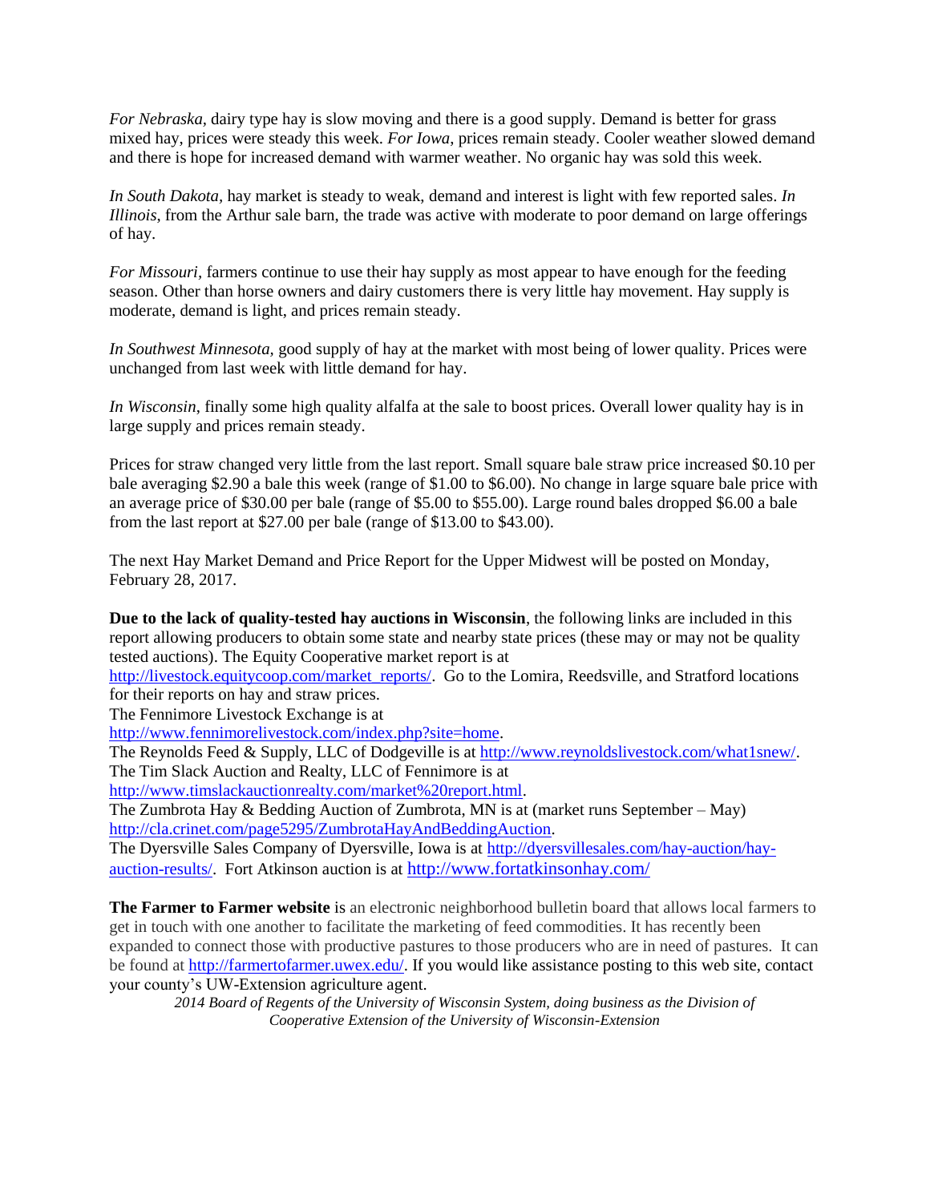*For Nebraska*, dairy type hay is slow moving and there is a good supply. Demand is better for grass mixed hay, prices were steady this week. *For Iowa*, prices remain steady. Cooler weather slowed demand and there is hope for increased demand with warmer weather. No organic hay was sold this week.

*In South Dakota,* hay market is steady to weak, demand and interest is light with few reported sales. *In Illinois*, from the Arthur sale barn, the trade was active with moderate to poor demand on large offerings of hay.

*For Missouri*, farmers continue to use their hay supply as most appear to have enough for the feeding season. Other than horse owners and dairy customers there is very little hay movement. Hay supply is moderate, demand is light, and prices remain steady.

*In Southwest Minnesota*, good supply of hay at the market with most being of lower quality. Prices were unchanged from last week with little demand for hay.

*In Wisconsin*, finally some high quality alfalfa at the sale to boost prices. Overall lower quality hay is in large supply and prices remain steady.

Prices for straw changed very little from the last report. Small square bale straw price increased $0.10 per bale averaging $2.90 a bale this week (range of $1.00 to $6.00). No change in large square bale price with an average price of $30.00 per bale (range of $5.00 to $55.00). Large round bales dropped $6.00 a bale from the last report at $27.00 per bale (range of $13.00 to $43.00).

The next Hay Market Demand and Price Report for the Upper Midwest will be posted on Monday, February 28, 2017.

**Due to the lack of quality-tested hay auctions in Wisconsin**, the following links are included in this report allowing producers to obtain some state and nearby state prices (these may or may not be quality tested auctions). The Equity Cooperative market report is at http://livestock.equitycoop.com/market_reports/. Go to the Lomira, Reedsville, and Stratford locations for their reports on hay and straw prices.
The Fennimore Livestock Exchange is at http://www.fennimorelivestock.com/index.php?site=home.
The Reynolds Feed & Supply, LLC of Dodgeville is at http://www.reynoldslivestock.com/what1snew/.
The Tim Slack Auction and Realty, LLC of Fennimore is at http://www.timslackauctionrealty.com/market%20report.html.
The Zumbrota Hay & Bedding Auction of Zumbrota, MN is at (market runs September – May) http://cla.crinet.com/page5295/ZumbrotaHayAndBeddingAuction.
The Dyersville Sales Company of Dyersville, Iowa is at http://dyersvillesales.com/hay-auction/hay-auction-results/. Fort Atkinson auction is at http://www.fortatkinsonhay.com/

**The Farmer to Farmer website** is an electronic neighborhood bulletin board that allows local farmers to get in touch with one another to facilitate the marketing of feed commodities. It has recently been expanded to connect those with productive pastures to those producers who are in need of pastures. It can be found at http://farmertofarmer.uwex.edu/. If you would like assistance posting to this web site, contact your county's UW-Extension agriculture agent.

*2014 Board of Regents of the University of Wisconsin System, doing business as the Division of Cooperative Extension of the University of Wisconsin-Extension*